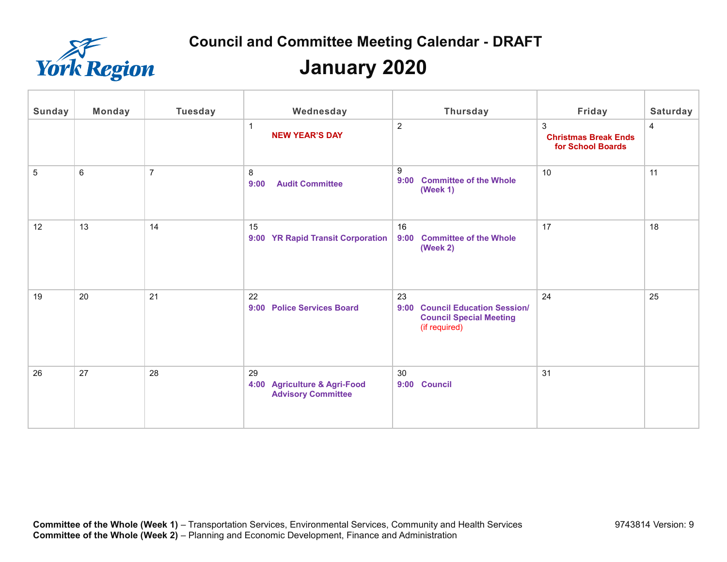York Region

# Council and Committee Meeting Calendar - DRAFT

## January 2020

| Sunday | Monday | Tuesday | Wednesday | Thursday | Friday | Saturday |
|---|---|---|---|---|---|---|
| | | | 1<br>**NEW YEAR'S DAY** | 2 | 3<br>**Christmas Break Ends for School Boards** | 4 |
| 5 | 6 | 7 | 8<br>**9:00 Audit Committee** | 9<br>**9:00 Committee of the Whole (Week 1)** | 10 | 11 |
| 12 | 13 | 14 | 15<br>**9:00 YR Rapid Transit Corporation** | 16<br>**9:00 Committee of the Whole (Week 2)** | 17 | 18 |
| 19 | 20 | 21 | 22<br>**9:00 Police Services Board** | 23<br>**9:00 Council Education Session/ Council Special Meeting** (if required) | 24 | 25 |
| 26 | 27 | 28 | 29<br>**4:00 Agriculture & Agri-Food Advisory Committee** | 30<br>**9:00 Council** | 31 | |

**Committee of the Whole (Week 1)** – Transportation Services, Environmental Services, Community and Health Services
**Committee of the Whole (Week 2)** – Planning and Economic Development, Finance and Administration

9743814 Version: 9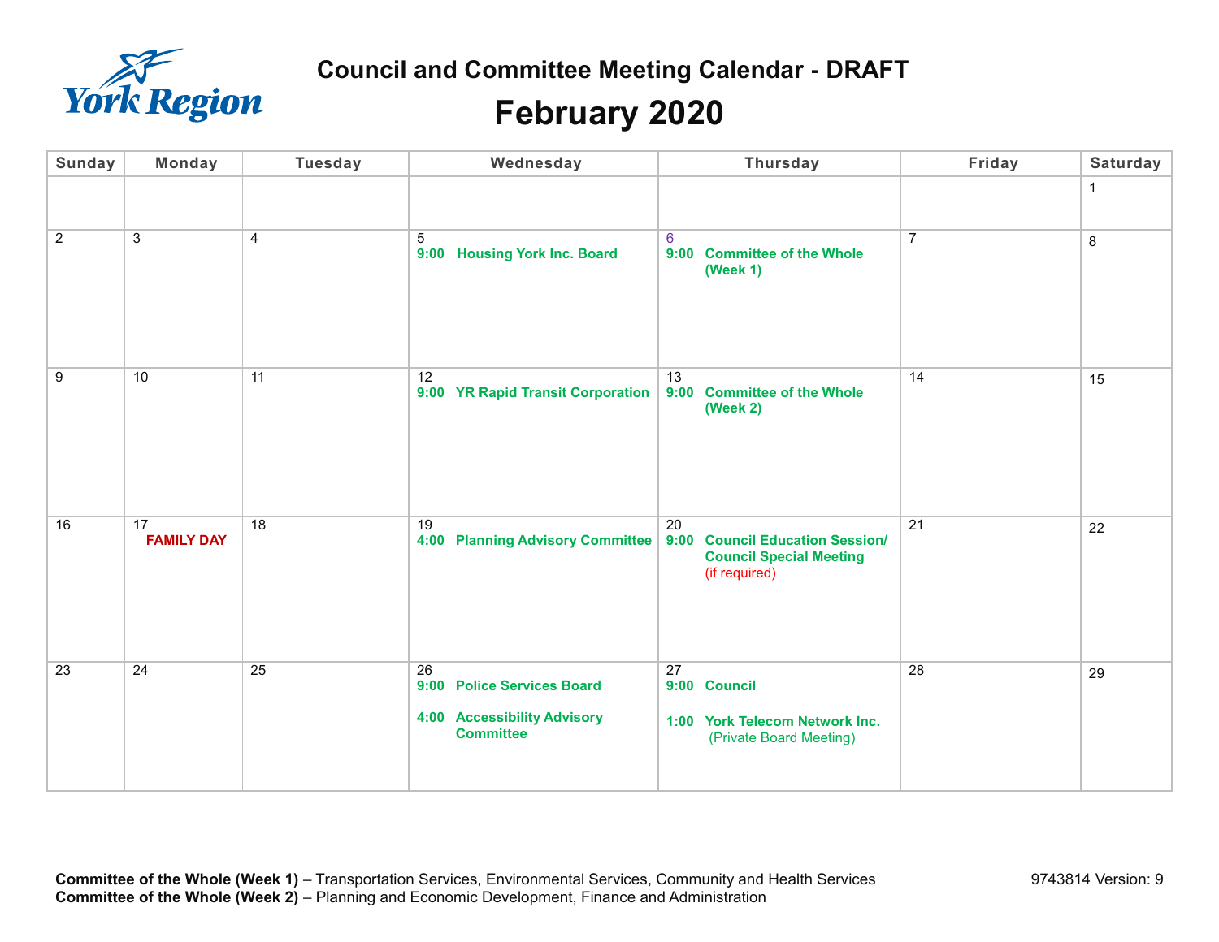# Council and Committee Meeting Calendar - DRAFT

## February 2020

| Sunday | Monday | Tuesday | Wednesday | Thursday | Friday | Saturday |
|---|---|---|---|---|---|---|
| | | | | | | 1 |
| 2 | 3 | 4 | 5<br>**9:00 Housing York Inc. Board** | 6<br>**9:00 Committee of the Whole (Week 1)** | 7 | 8 |
| 9 | 10 | 11 | 12<br>**9:00 YR Rapid Transit Corporation** | 13<br>**9:00 Committee of the Whole (Week 2)** | 14 | 15 |
| 16 | 17<br>**FAMILY DAY** | 18 | 19<br>**4:00 Planning Advisory Committee** | 20<br>**9:00 Council Education Session/ Council Special Meeting**<br>(if required) | 21 | 22 |
| 23 | 24 | 25 | 26<br>**9:00 Police Services Board**<br>**4:00 Accessibility Advisory Committee** | 27<br>**9:00 Council**<br>**1:00 York Telecom Network Inc.**<br>(Private Board Meeting) | 28 | 29 |

**Committee of the Whole (Week 1)** – Transportation Services, Environmental Services, Community and Health Services
**Committee of the Whole (Week 2)** – Planning and Economic Development, Finance and Administration

9743814 Version: 9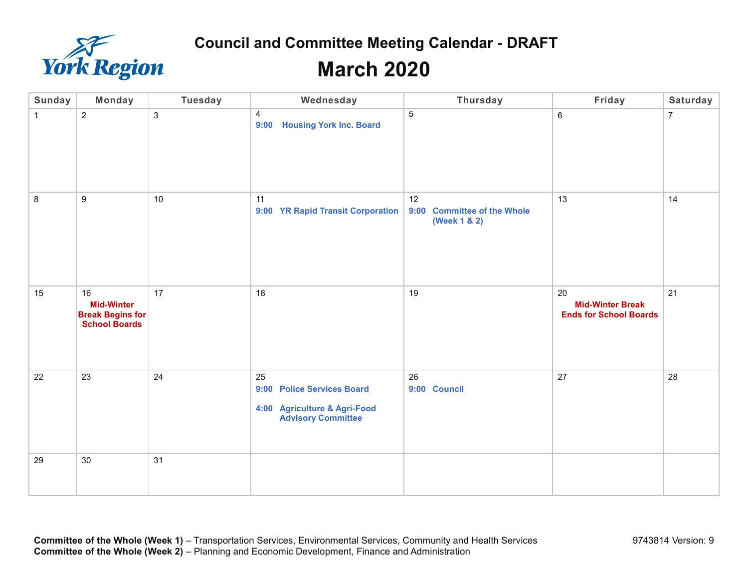York Region

# Council and Committee Meeting Calendar - DRAFT

## March 2020

| Sunday | Monday | Tuesday | Wednesday | Thursday | Friday | Saturday |
|---|---|---|---|---|---|---|
| 1 | 2 | 3 | 4<br>**9:00 Housing York Inc. Board** | 5 | 6 | 7 |
| 8 | 9 | 10 | 11<br>**9:00 YR Rapid Transit Corporation** | 12<br>**9:00 Committee of the Whole (Week 1 & 2)** | 13 | 14 |
| 15 | 16<br>**Mid-Winter Break Begins for School Boards** | 17 | 18 | 19 | 20<br>**Mid-Winter Break Ends for School Boards** | 21 |
| 22 | 23 | 24 | 25<br>**9:00 Police Services Board**<br>**4:00 Agriculture & Agri-Food Advisory Committee** | 26<br>**9:00 Council** | 27 | 28 |
| 29 | 30 | 31 | | | | |

**Committee of the Whole (Week 1)** – Transportation Services, Environmental Services, Community and Health Services
**Committee of the Whole (Week 2)** – Planning and Economic Development, Finance and Administration

9743814 Version: 9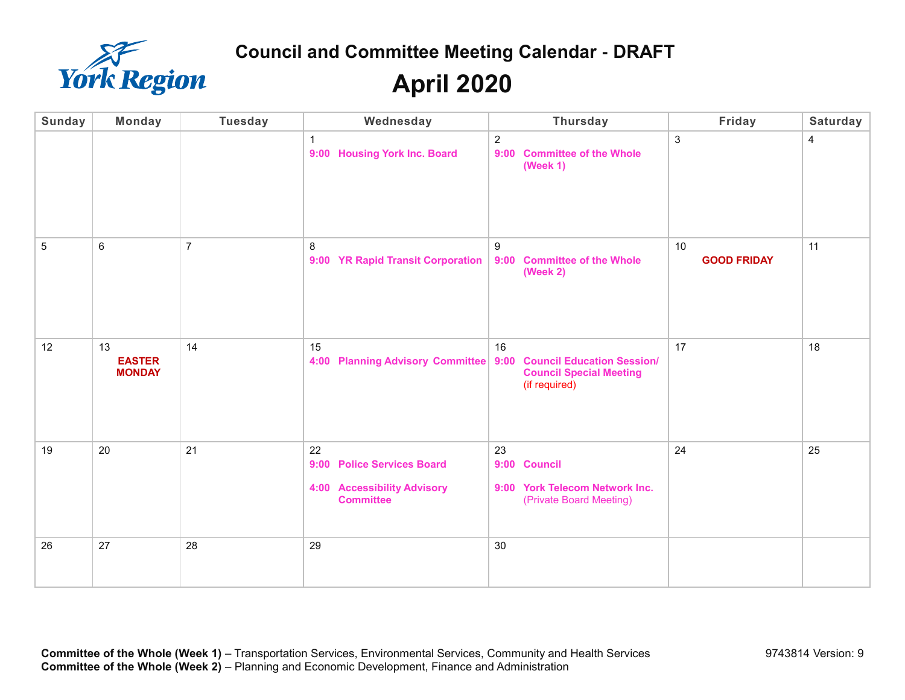# Council and Committee Meeting Calendar - DRAFT

# April 2020

| Sunday | Monday | Tuesday | Wednesday | Thursday | Friday | Saturday |
|---|---|---|---|---|---|---|
| | | | 1<br>**9:00 Housing York Inc. Board** | 2<br>**9:00 Committee of the Whole (Week 1)** | 3 | 4 |
| 5 | 6 | 7 | 8<br>**9:00 YR Rapid Transit Corporation** | 9<br>**9:00 Committee of the Whole (Week 2)** | 10<br>**GOOD FRIDAY** | 11 |
| 12 | 13<br>**EASTER MONDAY** | 14 | 15<br>**4:00 Planning Advisory Committee** | 16<br>**9:00 Council Education Session/ Council Special Meeting** (if required) | 17 | 18 |
| 19 | 20 | 21 | 22<br>**9:00 Police Services Board**<br>**4:00 Accessibility Advisory Committee** | 23<br>**9:00 Council**<br>**9:00 York Telecom Network Inc.** (Private Board Meeting) | 24 | 25 |
| 26 | 27 | 28 | 29 | 30 | | |

**Committee of the Whole (Week 1)** – Transportation Services, Environmental Services, Community and Health Services
**Committee of the Whole (Week 2)** – Planning and Economic Development, Finance and Administration

9743814 Version: 9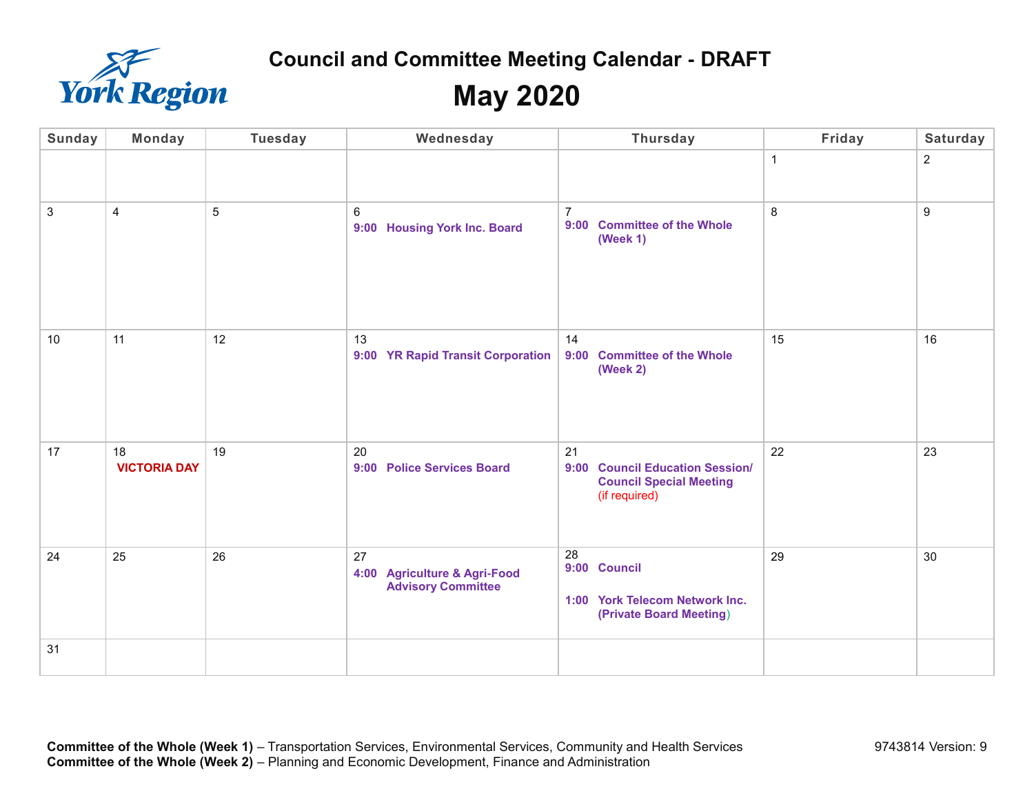York Region

# Council and Committee Meeting Calendar - DRAFT

## May 2020

| Sunday | Monday | Tuesday | Wednesday | Thursday | Friday | Saturday |
|---|---|---|---|---|---|---|
| | | | | | 1 | 2 |
| 3 | 4 | 5 | 6<br>**9:00 Housing York Inc. Board** | 7<br>**9:00 Committee of the Whole (Week 1)** | 8 | 9 |
| 10 | 11 | 12 | 13<br>**9:00 YR Rapid Transit Corporation** | 14<br>**9:00 Committee of the Whole (Week 2)** | 15 | 16 |
| 17 | 18<br>**VICTORIA DAY** | 19 | 20<br>**9:00 Police Services Board** | 21<br>**9:00 Council Education Session/ Council Special Meeting** (if required) | 22 | 23 |
| 24 | 25 | 26 | 27<br>**4:00 Agriculture & Agri-Food Advisory Committee** | 28<br>**9:00 Council**<br>**1:00 York Telecom Network Inc. (Private Board Meeting)** | 29 | 30 |
| 31 | | | | | | |

**Committee of the Whole (Week 1)** – Transportation Services, Environmental Services, Community and Health Services
**Committee of the Whole (Week 2)** – Planning and Economic Development, Finance and Administration

9743814 Version: 9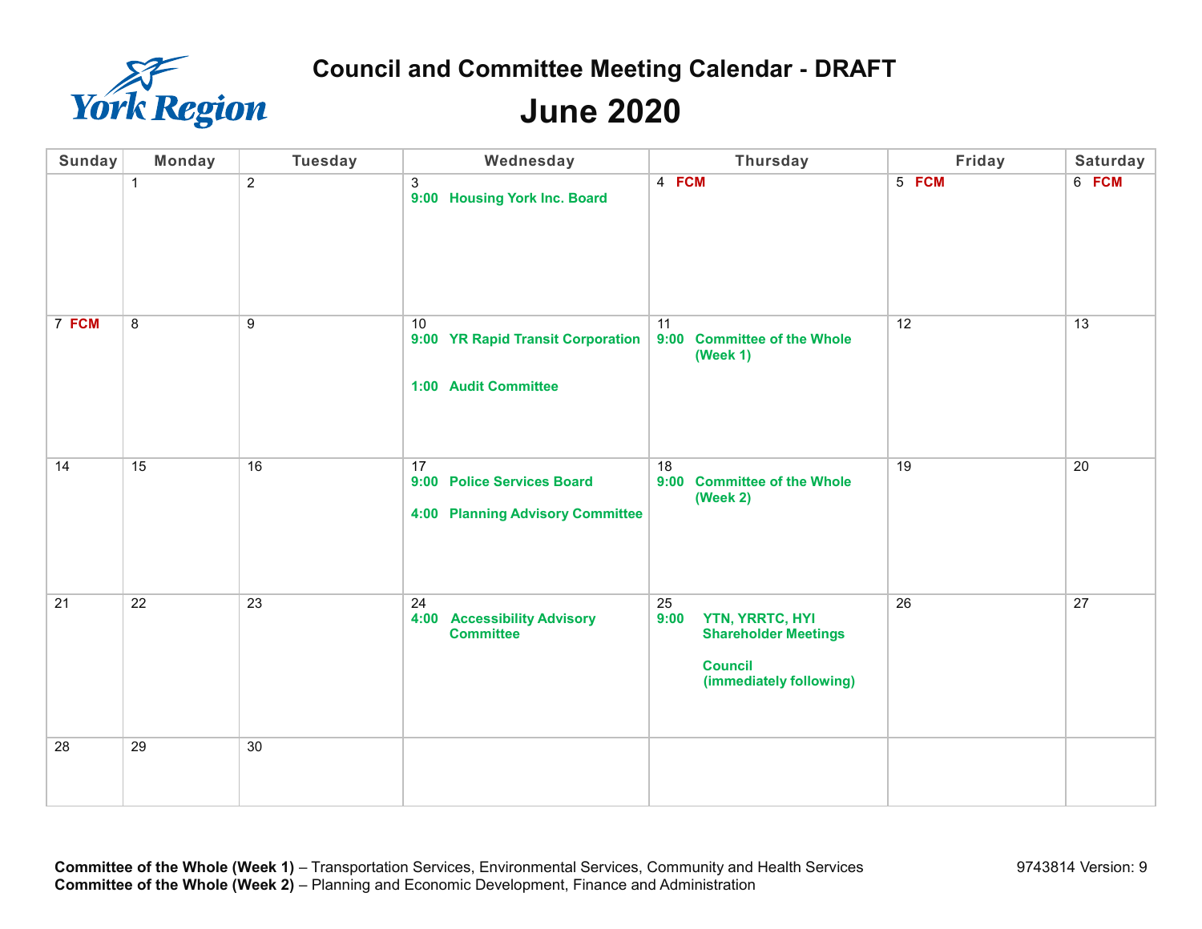York Region

# Council and Committee Meeting Calendar - DRAFT

## June 2020

| Sunday | Monday | Tuesday | Wednesday | Thursday | Friday | Saturday |
|---|---|---|---|---|---|---|
| | 1 | 2 | 3<br>**9:00 Housing York Inc. Board** | 4 **FCM** | 5 **FCM** | 6 **FCM** |
| 7 **FCM** | 8 | 9 | 10<br>**9:00 YR Rapid Transit Corporation**<br>**1:00 Audit Committee** | 11<br>**9:00 Committee of the Whole (Week 1)** | 12 | 13 |
| 14 | 15 | 16 | 17<br>**9:00 Police Services Board**<br>**4:00 Planning Advisory Committee** | 18<br>**9:00 Committee of the Whole (Week 2)** | 19 | 20 |
| 21 | 22 | 23 | 24<br>**4:00 Accessibility Advisory Committee** | 25<br>**9:00 YTN, YRRTC, HYI Shareholder Meetings**<br>**Council (immediately following)** | 26 | 27 |
| 28 | 29 | 30 | | | | |

**Committee of the Whole (Week 1)** – Transportation Services, Environmental Services, Community and Health Services
**Committee of the Whole (Week 2)** – Planning and Economic Development, Finance and Administration

9743814 Version: 9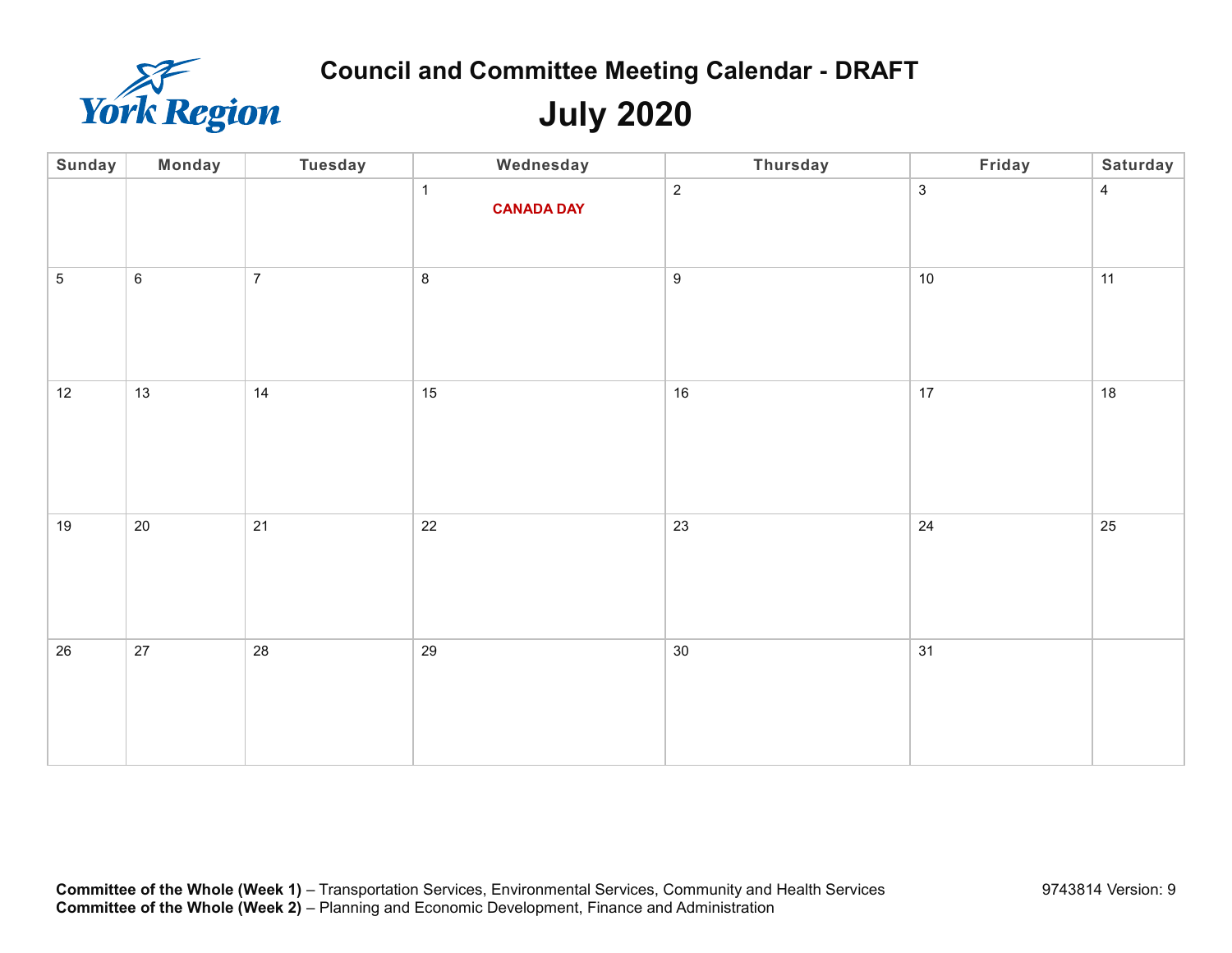York Region

# Council and Committee Meeting Calendar - DRAFT

## July 2020

| Sunday | Monday | Tuesday | Wednesday | Thursday | Friday | Saturday |
|---|---|---|---|---|---|---|
| | | | 1 **CANADA DAY** | 2 | 3 | 4 |
| 5 | 6 | 7 | 8 | 9 | 10 | 11 |
| 12 | 13 | 14 | 15 | 16 | 17 | 18 |
| 19 | 20 | 21 | 22 | 23 | 24 | 25 |
| 26 | 27 | 28 | 29 | 30 | 31 | |

**Committee of the Whole (Week 1)** – Transportation Services, Environmental Services, Community and Health Services
**Committee of the Whole (Week 2)** – Planning and Economic Development, Finance and Administration

9743814 Version: 9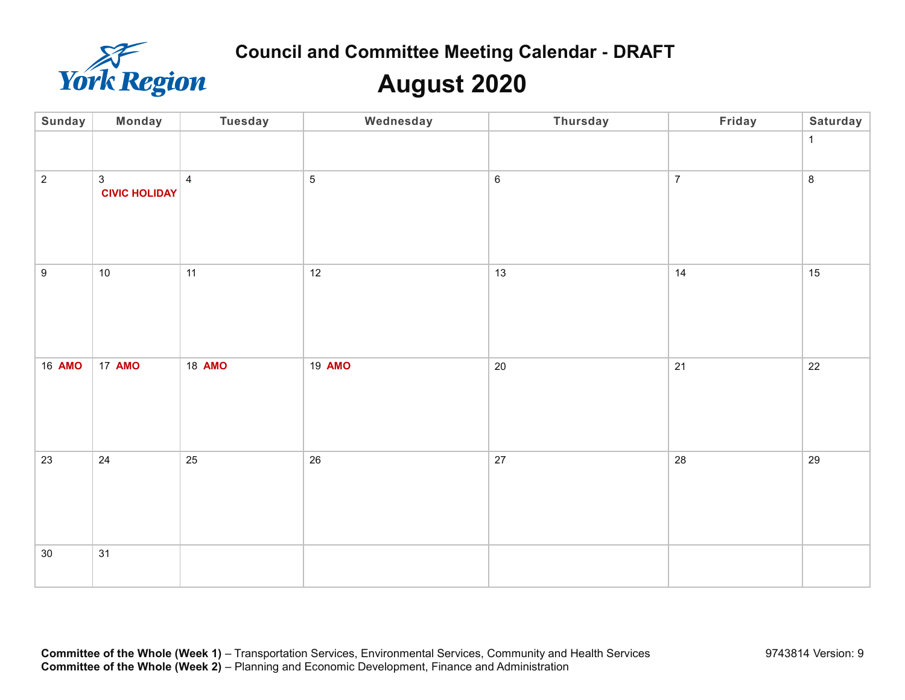York Region

# Council and Committee Meeting Calendar - DRAFT

## August 2020

| Sunday | Monday | Tuesday | Wednesday | Thursday | Friday | Saturday |
|---|---|---|---|---|---|---|
| | | | | | | 1 |
| 2 | 3 **CIVIC HOLIDAY** | 4 | 5 | 6 | 7 | 8 |
| 9 | 10 | 11 | 12 | 13 | 14 | 15 |
| 16 **AMO** | 17 **AMO** | 18 **AMO** | 19 **AMO** | 20 | 21 | 22 |
| 23 | 24 | 25 | 26 | 27 | 28 | 29 |
| 30 | 31 | | | | | |

**Committee of the Whole (Week 1)** – Transportation Services, Environmental Services, Community and Health Services
**Committee of the Whole (Week 2)** – Planning and Economic Development, Finance and Administration

9743814 Version: 9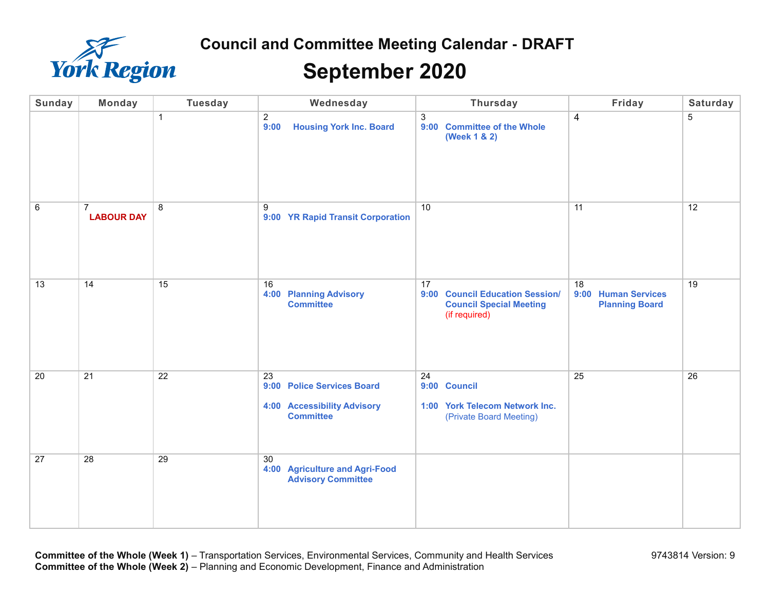# Council and Committee Meeting Calendar - DRAFT

## September 2020

| Sunday | Monday | Tuesday | Wednesday | Thursday | Friday | Saturday |
|---|---|---|---|---|---|---|
| | | 1 | 2<br>**9:00 Housing York Inc. Board** | 3<br>**9:00 Committee of the Whole (Week 1 & 2)** | 4 | 5 |
| 6 | 7<br>**LABOUR DAY** | 8 | 9<br>**9:00 YR Rapid Transit Corporation** | 10 | 11 | 12 |
| 13 | 14 | 15 | 16<br>**4:00 Planning Advisory Committee** | 17<br>**9:00 Council Education Session/ Council Special Meeting** (if required) | 18<br>**9:00 Human Services Planning Board** | 19 |
| 20 | 21 | 22 | 23<br>**9:00 Police Services Board**<br>**4:00 Accessibility Advisory Committee** | 24<br>**9:00 Council**<br>**1:00 York Telecom Network Inc.** (Private Board Meeting) | 25 | 26 |
| 27 | 28 | 29 | 30<br>**4:00 Agriculture and Agri-Food Advisory Committee** | | | |

**Committee of the Whole (Week 1)** – Transportation Services, Environmental Services, Community and Health Services
**Committee of the Whole (Week 2)** – Planning and Economic Development, Finance and Administration

9743814 Version: 9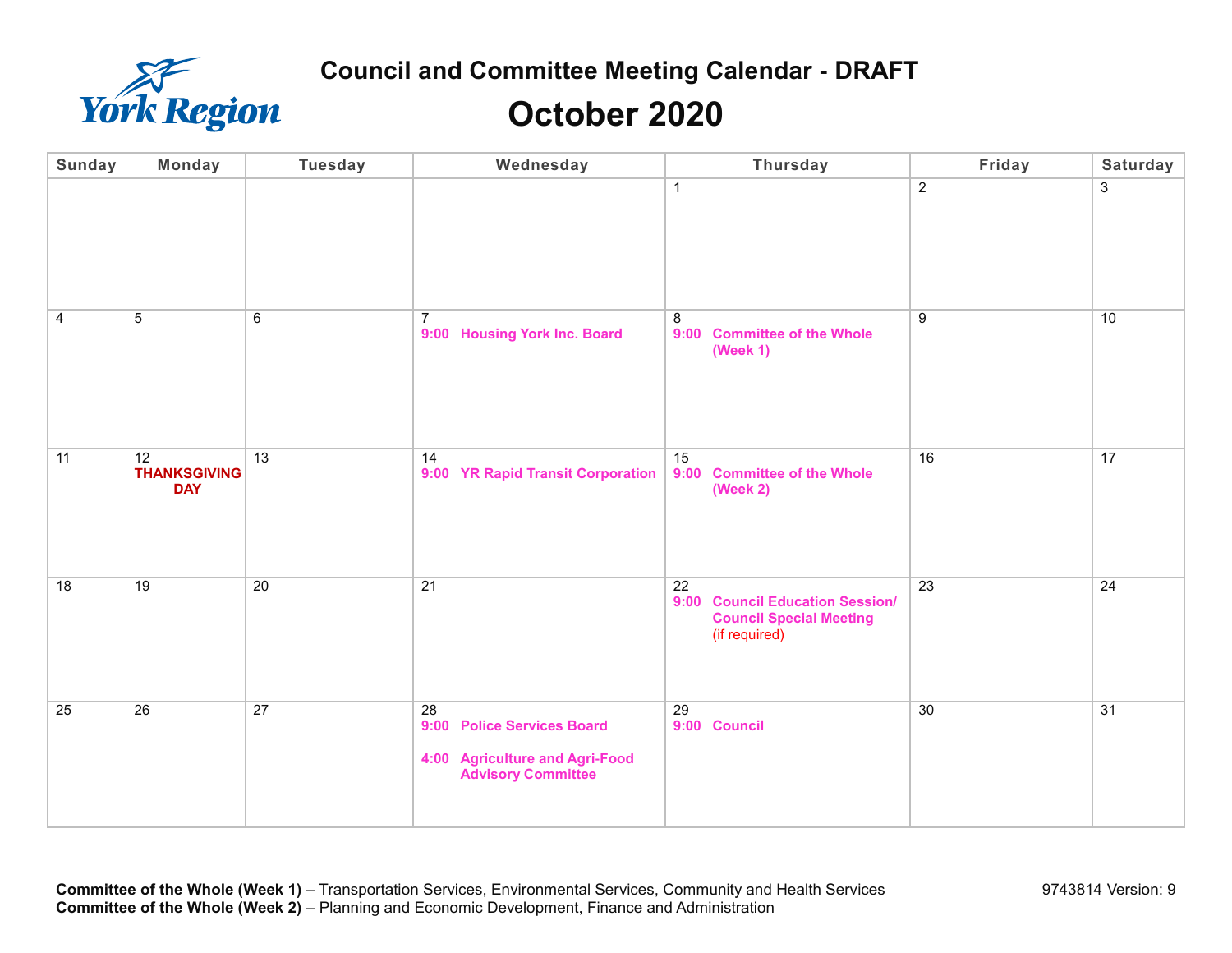# Council and Committee Meeting Calendar - DRAFT

## October 2020

| Sunday | Monday | Tuesday | Wednesday | Thursday | Friday | Saturday |
|---|---|---|---|---|---|---|
| | | | | 1 | 2 | 3 |
| 4 | 5 | 6 | 7<br>**9:00 Housing York Inc. Board** | 8<br>**9:00 Committee of the Whole (Week 1)** | 9 | 10 |
| 11 | 12<br>**THANKSGIVING DAY** | 13 | 14<br>**9:00 YR Rapid Transit Corporation** | 15<br>**9:00 Committee of the Whole (Week 2)** | 16 | 17 |
| 18 | 19 | 20 | 21 | 22<br>**9:00 Council Education Session/ Council Special Meeting** (if required) | 23 | 24 |
| 25 | 26 | 27 | 28<br>**9:00 Police Services Board**<br>**4:00 Agriculture and Agri-Food Advisory Committee** | 29<br>**9:00 Council** | 30 | 31 |

**Committee of the Whole (Week 1)** – Transportation Services, Environmental Services, Community and Health Services
**Committee of the Whole (Week 2)** – Planning and Economic Development, Finance and Administration

9743814 Version: 9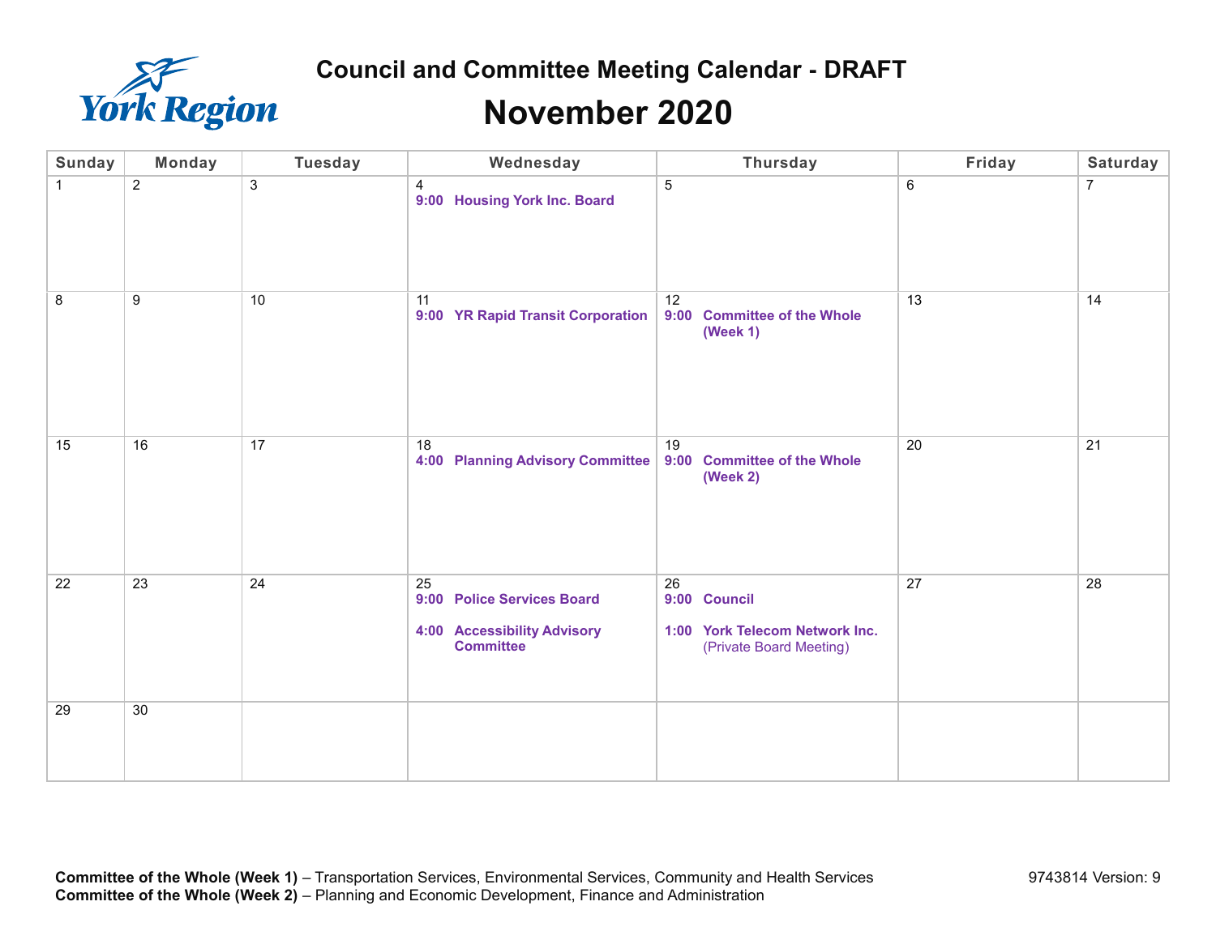York Region

# Council and Committee Meeting Calendar - DRAFT

## November 2020

| Sunday | Monday | Tuesday | Wednesday | Thursday | Friday | Saturday |
|---|---|---|---|---|---|---|
| 1 | 2 | 3 | 4<br>**9:00 Housing York Inc. Board** | 5 | 6 | 7 |
| 8 | 9 | 10 | 11<br>**9:00 YR Rapid Transit Corporation** | 12<br>**9:00 Committee of the Whole (Week 1)** | 13 | 14 |
| 15 | 16 | 17 | 18<br>**4:00 Planning Advisory Committee** | 19<br>**9:00 Committee of the Whole (Week 2)** | 20 | 21 |
| 22 | 23 | 24 | 25<br>**9:00 Police Services Board**<br>**4:00 Accessibility Advisory Committee** | 26<br>**9:00 Council**<br>**1:00 York Telecom Network Inc.** (Private Board Meeting) | 27 | 28 |
| 29 | 30 | | | | | |

**Committee of the Whole (Week 1)** – Transportation Services, Environmental Services, Community and Health Services
**Committee of the Whole (Week 2)** – Planning and Economic Development, Finance and Administration

9743814 Version: 9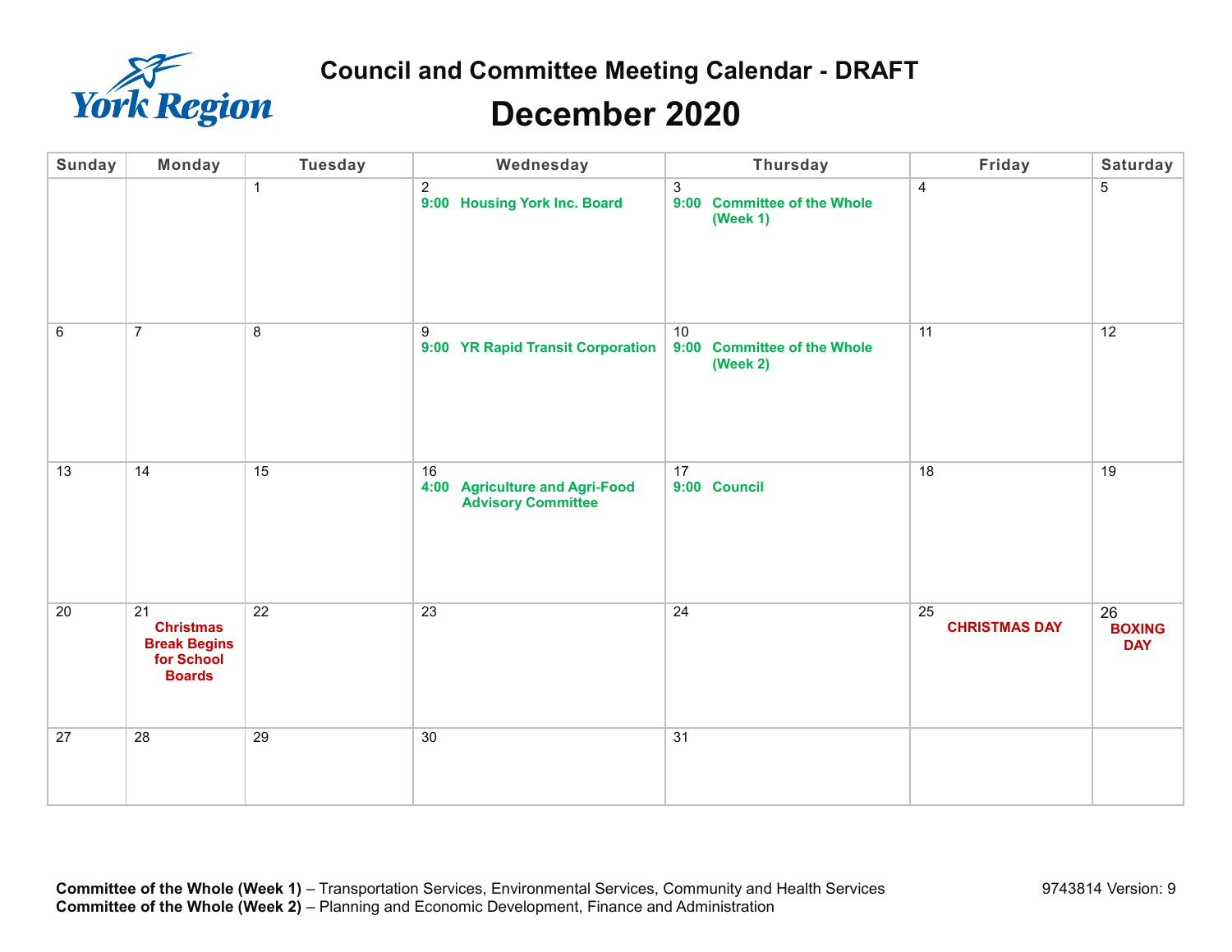York Region

# Council and Committee Meeting Calendar - DRAFT

## December 2020

| Sunday | Monday | Tuesday | Wednesday | Thursday | Friday | Saturday |
| --- | --- | --- | --- | --- | --- | --- |
| | | 1 | 2 **9:00 Housing York Inc. Board** | 3 **9:00 Committee of the Whole (Week 1)** | 4 | 5 |
| 6 | 7 | 8 | 9 **9:00 YR Rapid Transit Corporation** | 10 **9:00 Committee of the Whole (Week 2)** | 11 | 12 |
| 13 | 14 | 15 | 16 **4:00 Agriculture and Agri-Food Advisory Committee** | 17 **9:00 Council** | 18 | 19 |
| 20 | 21 **Christmas Break Begins for School Boards** | 22 | 23 | 24 | 25 **CHRISTMAS DAY** | 26 **BOXING DAY** |
| 27 | 28 | 29 | 30 | 31 | | |

**Committee of the Whole (Week 1)** – Transportation Services, Environmental Services, Community and Health Services
**Committee of the Whole (Week 2)** – Planning and Economic Development, Finance and Administration

9743814 Version: 9